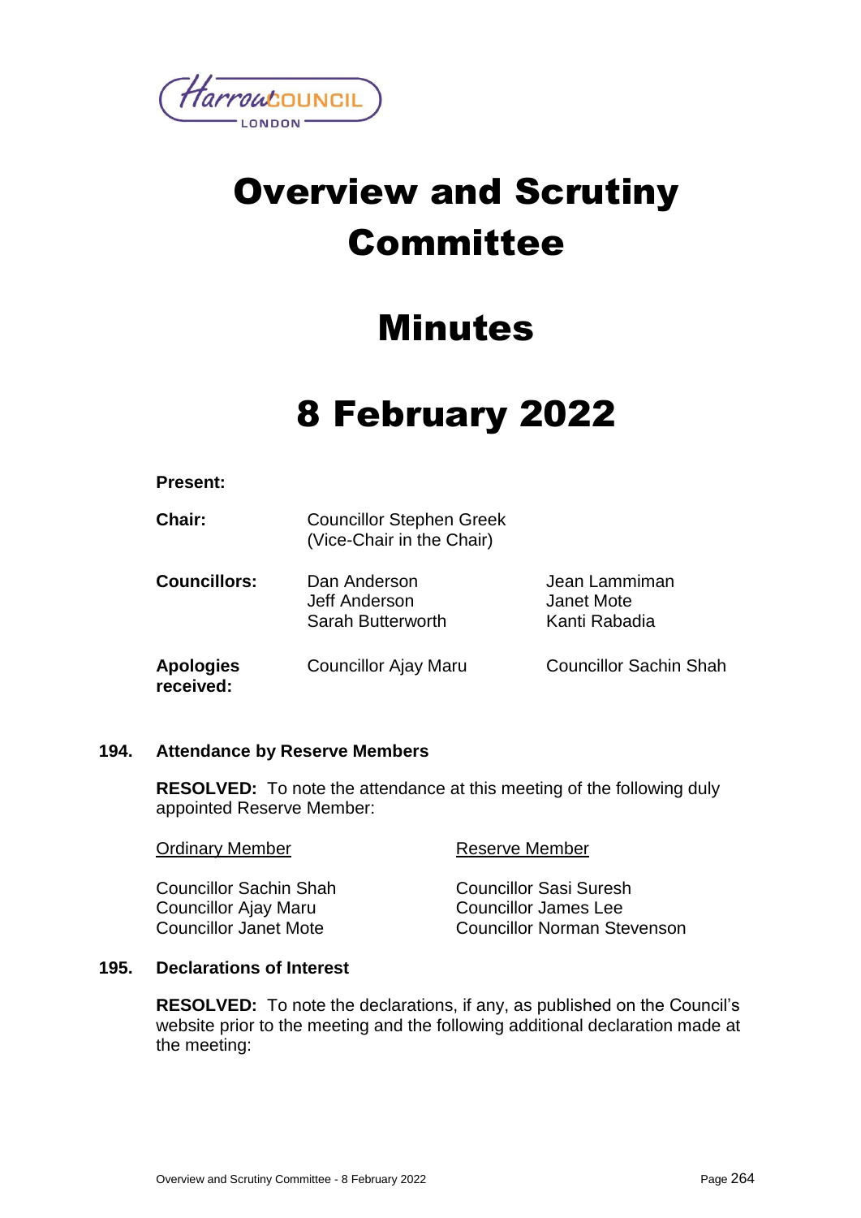# Overview and Scrutiny Committee

# Minutes

# 8 February 2022

**Present:**

| | | |
|---|---|---|
| **Chair:** | Councillor Stephen Greek (Vice-Chair in the Chair) | |
| **Councillors:** | Dan Anderson<br>Jeff Anderson<br>Sarah Butterworth | Jean Lammiman<br>Janet Mote<br>Kanti Rabadia |
| **Apologies received:** | Councillor Ajay Maru | Councillor Sachin Shah |

## 194. Attendance by Reserve Members

**RESOLVED:** To note the attendance at this meeting of the following duly appointed Reserve Member:

| Ordinary Member | Reserve Member |
|---|---|
| Councillor Sachin Shah | Councillor Sasi Suresh |
| Councillor Ajay Maru | Councillor James Lee |
| Councillor Janet Mote | Councillor Norman Stevenson |

## 195. Declarations of Interest

**RESOLVED:** To note the declarations, if any, as published on the Council's website prior to the meeting and the following additional declaration made at the meeting: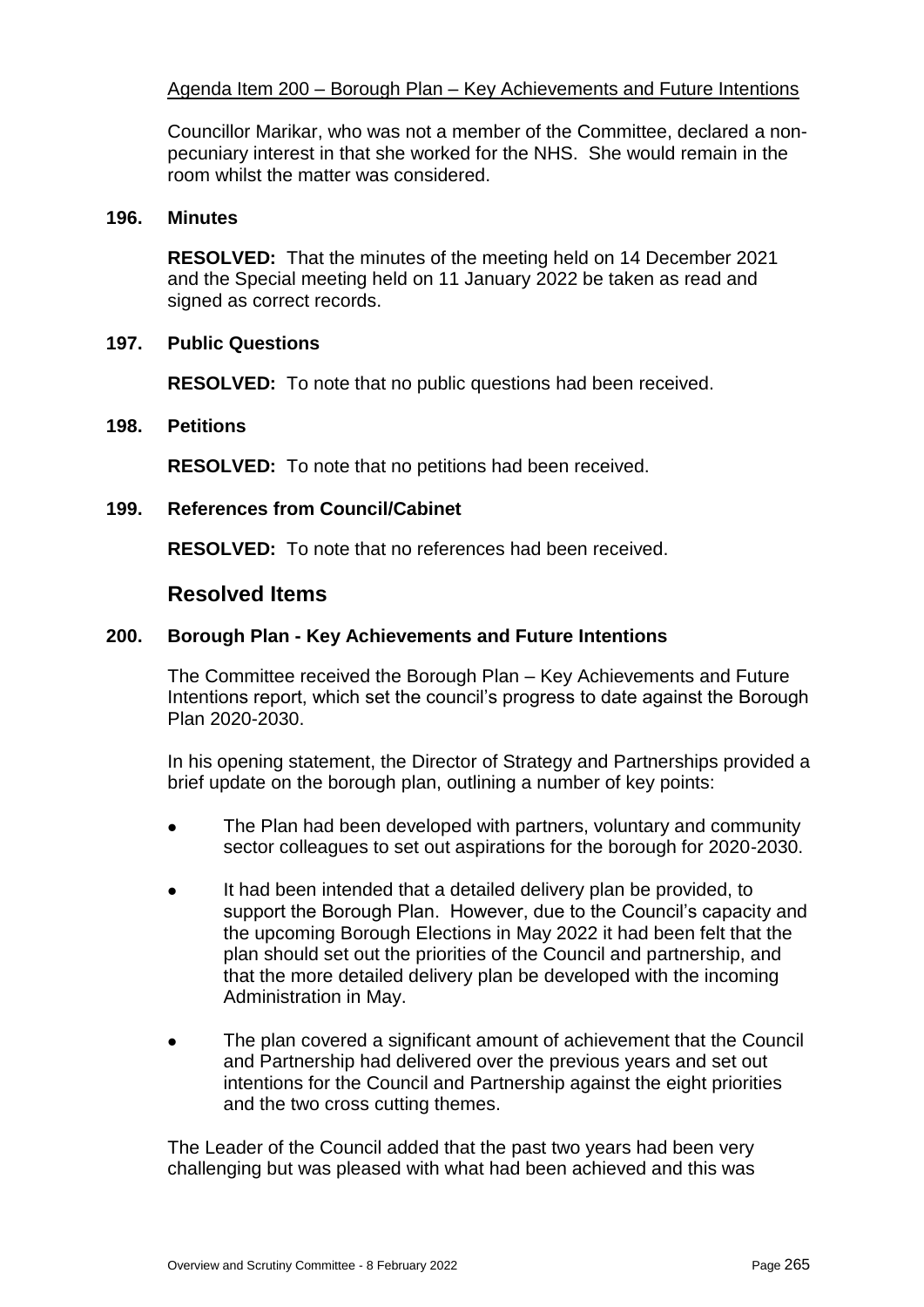Agenda Item 200 – Borough Plan – Key Achievements and Future Intentions

Councillor Marikar, who was not a member of the Committee, declared a non-pecuniary interest in that she worked for the NHS. She would remain in the room whilst the matter was considered.

**196. Minutes**

**RESOLVED:** That the minutes of the meeting held on 14 December 2021 and the Special meeting held on 11 January 2022 be taken as read and signed as correct records.

**197. Public Questions**

**RESOLVED:** To note that no public questions had been received.

**198. Petitions**

**RESOLVED:** To note that no petitions had been received.

**199. References from Council/Cabinet**

**RESOLVED:** To note that no references had been received.

## Resolved Items

**200. Borough Plan - Key Achievements and Future Intentions**

The Committee received the Borough Plan – Key Achievements and Future Intentions report, which set the council's progress to date against the Borough Plan 2020-2030.

In his opening statement, the Director of Strategy and Partnerships provided a brief update on the borough plan, outlining a number of key points:

- The Plan had been developed with partners, voluntary and community sector colleagues to set out aspirations for the borough for 2020-2030.
- It had been intended that a detailed delivery plan be provided, to support the Borough Plan. However, due to the Council's capacity and the upcoming Borough Elections in May 2022 it had been felt that the plan should set out the priorities of the Council and partnership, and that the more detailed delivery plan be developed with the incoming Administration in May.
- The plan covered a significant amount of achievement that the Council and Partnership had delivered over the previous years and set out intentions for the Council and Partnership against the eight priorities and the two cross cutting themes.

The Leader of the Council added that the past two years had been very challenging but was pleased with what had been achieved and this was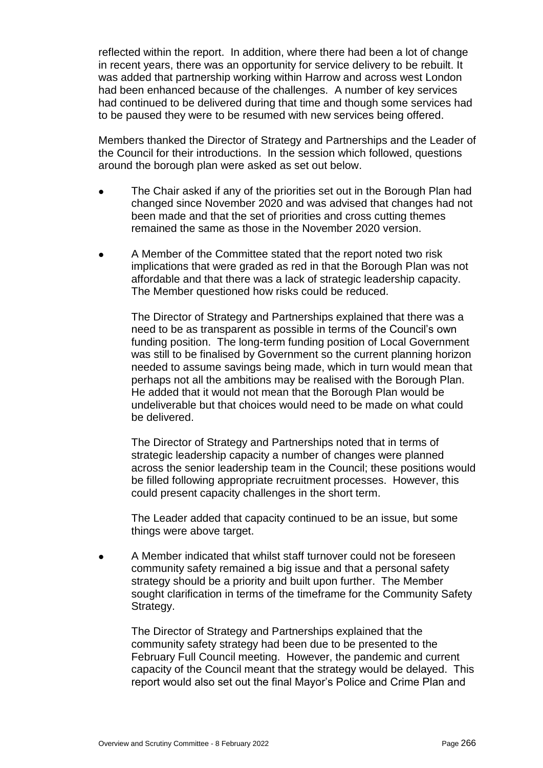reflected within the report. In addition, where there had been a lot of change in recent years, there was an opportunity for service delivery to be rebuilt. It was added that partnership working within Harrow and across west London had been enhanced because of the challenges. A number of key services had continued to be delivered during that time and though some services had to be paused they were to be resumed with new services being offered.

Members thanked the Director of Strategy and Partnerships and the Leader of the Council for their introductions. In the session which followed, questions around the borough plan were asked as set out below.

- The Chair asked if any of the priorities set out in the Borough Plan had changed since November 2020 and was advised that changes had not been made and that the set of priorities and cross cutting themes remained the same as those in the November 2020 version.

- A Member of the Committee stated that the report noted two risk implications that were graded as red in that the Borough Plan was not affordable and that there was a lack of strategic leadership capacity. The Member questioned how risks could be reduced.

  The Director of Strategy and Partnerships explained that there was a need to be as transparent as possible in terms of the Council's own funding position. The long-term funding position of Local Government was still to be finalised by Government so the current planning horizon needed to assume savings being made, which in turn would mean that perhaps not all the ambitions may be realised with the Borough Plan. He added that it would not mean that the Borough Plan would be undeliverable but that choices would need to be made on what could be delivered.

  The Director of Strategy and Partnerships noted that in terms of strategic leadership capacity a number of changes were planned across the senior leadership team in the Council; these positions would be filled following appropriate recruitment processes. However, this could present capacity challenges in the short term.

  The Leader added that capacity continued to be an issue, but some things were above target.

- A Member indicated that whilst staff turnover could not be foreseen community safety remained a big issue and that a personal safety strategy should be a priority and built upon further. The Member sought clarification in terms of the timeframe for the Community Safety Strategy.

  The Director of Strategy and Partnerships explained that the community safety strategy had been due to be presented to the February Full Council meeting. However, the pandemic and current capacity of the Council meant that the strategy would be delayed. This report would also set out the final Mayor's Police and Crime Plan and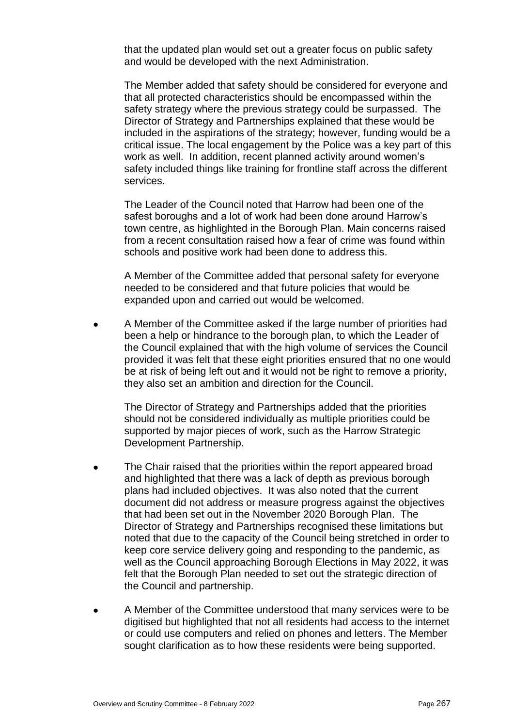that the updated plan would set out a greater focus on public safety and would be developed with the next Administration.

The Member added that safety should be considered for everyone and that all protected characteristics should be encompassed within the safety strategy where the previous strategy could be surpassed. The Director of Strategy and Partnerships explained that these would be included in the aspirations of the strategy; however, funding would be a critical issue. The local engagement by the Police was a key part of this work as well. In addition, recent planned activity around women's safety included things like training for frontline staff across the different services.

The Leader of the Council noted that Harrow had been one of the safest boroughs and a lot of work had been done around Harrow's town centre, as highlighted in the Borough Plan. Main concerns raised from a recent consultation raised how a fear of crime was found within schools and positive work had been done to address this.

A Member of the Committee added that personal safety for everyone needed to be considered and that future policies that would be expanded upon and carried out would be welcomed.

- A Member of the Committee asked if the large number of priorities had been a help or hindrance to the borough plan, to which the Leader of the Council explained that with the high volume of services the Council provided it was felt that these eight priorities ensured that no one would be at risk of being left out and it would not be right to remove a priority, they also set an ambition and direction for the Council.

  The Director of Strategy and Partnerships added that the priorities should not be considered individually as multiple priorities could be supported by major pieces of work, such as the Harrow Strategic Development Partnership.

- The Chair raised that the priorities within the report appeared broad and highlighted that there was a lack of depth as previous borough plans had included objectives. It was also noted that the current document did not address or measure progress against the objectives that had been set out in the November 2020 Borough Plan. The Director of Strategy and Partnerships recognised these limitations but noted that due to the capacity of the Council being stretched in order to keep core service delivery going and responding to the pandemic, as well as the Council approaching Borough Elections in May 2022, it was felt that the Borough Plan needed to set out the strategic direction of the Council and partnership.

- A Member of the Committee understood that many services were to be digitised but highlighted that not all residents had access to the internet or could use computers and relied on phones and letters. The Member sought clarification as to how these residents were being supported.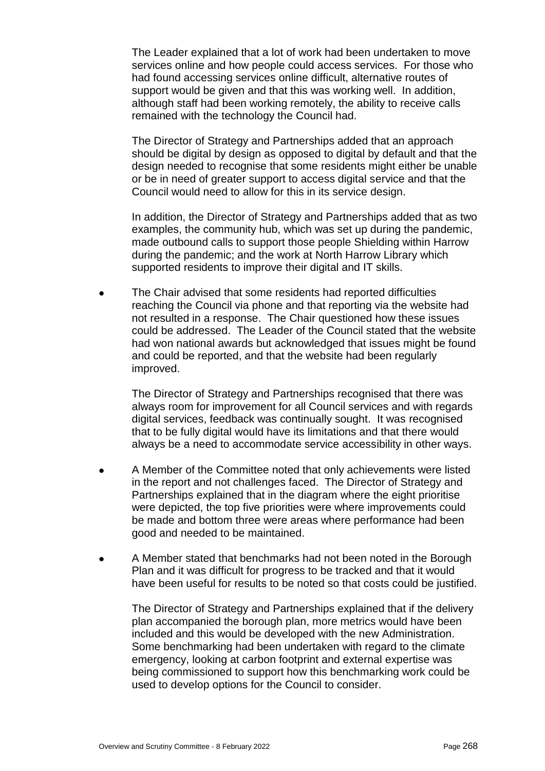The Leader explained that a lot of work had been undertaken to move services online and how people could access services. For those who had found accessing services online difficult, alternative routes of support would be given and that this was working well. In addition, although staff had been working remotely, the ability to receive calls remained with the technology the Council had.

The Director of Strategy and Partnerships added that an approach should be digital by design as opposed to digital by default and that the design needed to recognise that some residents might either be unable or be in need of greater support to access digital service and that the Council would need to allow for this in its service design.

In addition, the Director of Strategy and Partnerships added that as two examples, the community hub, which was set up during the pandemic, made outbound calls to support those people Shielding within Harrow during the pandemic; and the work at North Harrow Library which supported residents to improve their digital and IT skills.

- The Chair advised that some residents had reported difficulties reaching the Council via phone and that reporting via the website had not resulted in a response. The Chair questioned how these issues could be addressed. The Leader of the Council stated that the website had won national awards but acknowledged that issues might be found and could be reported, and that the website had been regularly improved.

  The Director of Strategy and Partnerships recognised that there was always room for improvement for all Council services and with regards digital services, feedback was continually sought. It was recognised that to be fully digital would have its limitations and that there would always be a need to accommodate service accessibility in other ways.

- A Member of the Committee noted that only achievements were listed in the report and not challenges faced. The Director of Strategy and Partnerships explained that in the diagram where the eight prioritise were depicted, the top five priorities were where improvements could be made and bottom three were areas where performance had been good and needed to be maintained.

- A Member stated that benchmarks had not been noted in the Borough Plan and it was difficult for progress to be tracked and that it would have been useful for results to be noted so that costs could be justified.

  The Director of Strategy and Partnerships explained that if the delivery plan accompanied the borough plan, more metrics would have been included and this would be developed with the new Administration. Some benchmarking had been undertaken with regard to the climate emergency, looking at carbon footprint and external expertise was being commissioned to support how this benchmarking work could be used to develop options for the Council to consider.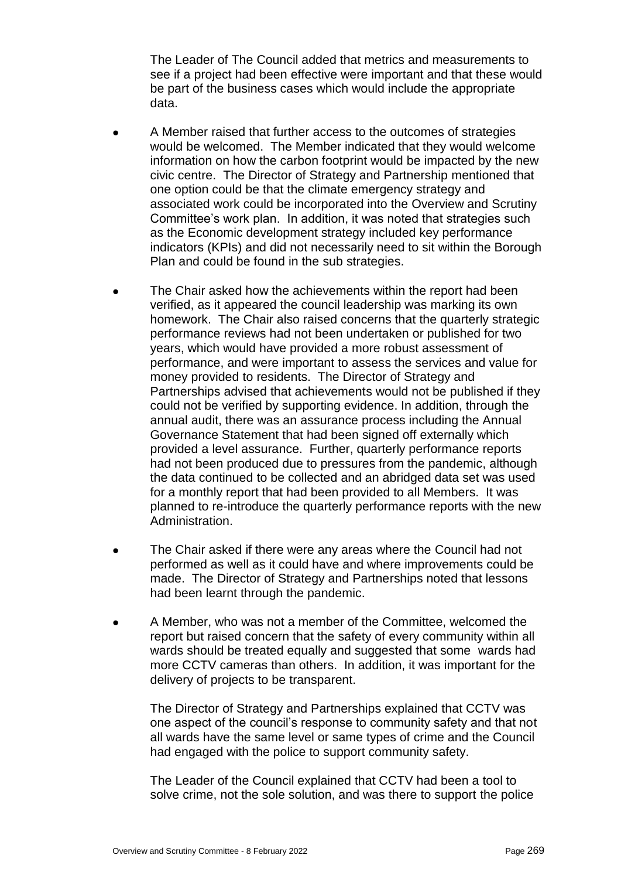The Leader of The Council added that metrics and measurements to see if a project had been effective were important and that these would be part of the business cases which would include the appropriate data.

- A Member raised that further access to the outcomes of strategies would be welcomed. The Member indicated that they would welcome information on how the carbon footprint would be impacted by the new civic centre. The Director of Strategy and Partnership mentioned that one option could be that the climate emergency strategy and associated work could be incorporated into the Overview and Scrutiny Committee's work plan. In addition, it was noted that strategies such as the Economic development strategy included key performance indicators (KPIs) and did not necessarily need to sit within the Borough Plan and could be found in the sub strategies.

- The Chair asked how the achievements within the report had been verified, as it appeared the council leadership was marking its own homework. The Chair also raised concerns that the quarterly strategic performance reviews had not been undertaken or published for two years, which would have provided a more robust assessment of performance, and were important to assess the services and value for money provided to residents. The Director of Strategy and Partnerships advised that achievements would not be published if they could not be verified by supporting evidence. In addition, through the annual audit, there was an assurance process including the Annual Governance Statement that had been signed off externally which provided a level assurance. Further, quarterly performance reports had not been produced due to pressures from the pandemic, although the data continued to be collected and an abridged data set was used for a monthly report that had been provided to all Members. It was planned to re-introduce the quarterly performance reports with the new Administration.

- The Chair asked if there were any areas where the Council had not performed as well as it could have and where improvements could be made. The Director of Strategy and Partnerships noted that lessons had been learnt through the pandemic.

- A Member, who was not a member of the Committee, welcomed the report but raised concern that the safety of every community within all wards should be treated equally and suggested that some wards had more CCTV cameras than others. In addition, it was important for the delivery of projects to be transparent.

  The Director of Strategy and Partnerships explained that CCTV was one aspect of the council's response to community safety and that not all wards have the same level or same types of crime and the Council had engaged with the police to support community safety.

  The Leader of the Council explained that CCTV had been a tool to solve crime, not the sole solution, and was there to support the police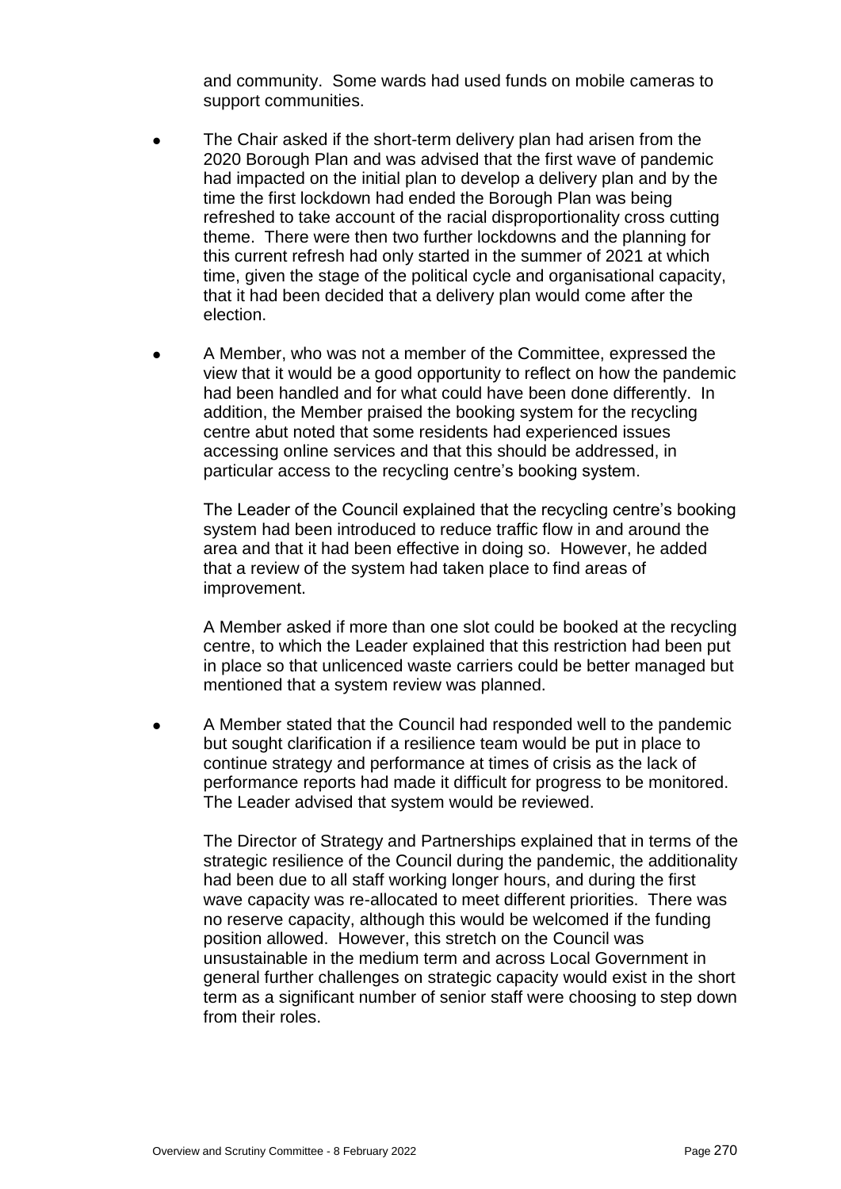and community. Some wards had used funds on mobile cameras to support communities.

- The Chair asked if the short-term delivery plan had arisen from the 2020 Borough Plan and was advised that the first wave of pandemic had impacted on the initial plan to develop a delivery plan and by the time the first lockdown had ended the Borough Plan was being refreshed to take account of the racial disproportionality cross cutting theme. There were then two further lockdowns and the planning for this current refresh had only started in the summer of 2021 at which time, given the stage of the political cycle and organisational capacity, that it had been decided that a delivery plan would come after the election.

- A Member, who was not a member of the Committee, expressed the view that it would be a good opportunity to reflect on how the pandemic had been handled and for what could have been done differently. In addition, the Member praised the booking system for the recycling centre abut noted that some residents had experienced issues accessing online services and that this should be addressed, in particular access to the recycling centre's booking system.

  The Leader of the Council explained that the recycling centre's booking system had been introduced to reduce traffic flow in and around the area and that it had been effective in doing so. However, he added that a review of the system had taken place to find areas of improvement.

  A Member asked if more than one slot could be booked at the recycling centre, to which the Leader explained that this restriction had been put in place so that unlicenced waste carriers could be better managed but mentioned that a system review was planned.

- A Member stated that the Council had responded well to the pandemic but sought clarification if a resilience team would be put in place to continue strategy and performance at times of crisis as the lack of performance reports had made it difficult for progress to be monitored. The Leader advised that system would be reviewed.

  The Director of Strategy and Partnerships explained that in terms of the strategic resilience of the Council during the pandemic, the additionality had been due to all staff working longer hours, and during the first wave capacity was re-allocated to meet different priorities. There was no reserve capacity, although this would be welcomed if the funding position allowed. However, this stretch on the Council was unsustainable in the medium term and across Local Government in general further challenges on strategic capacity would exist in the short term as a significant number of senior staff were choosing to step down from their roles.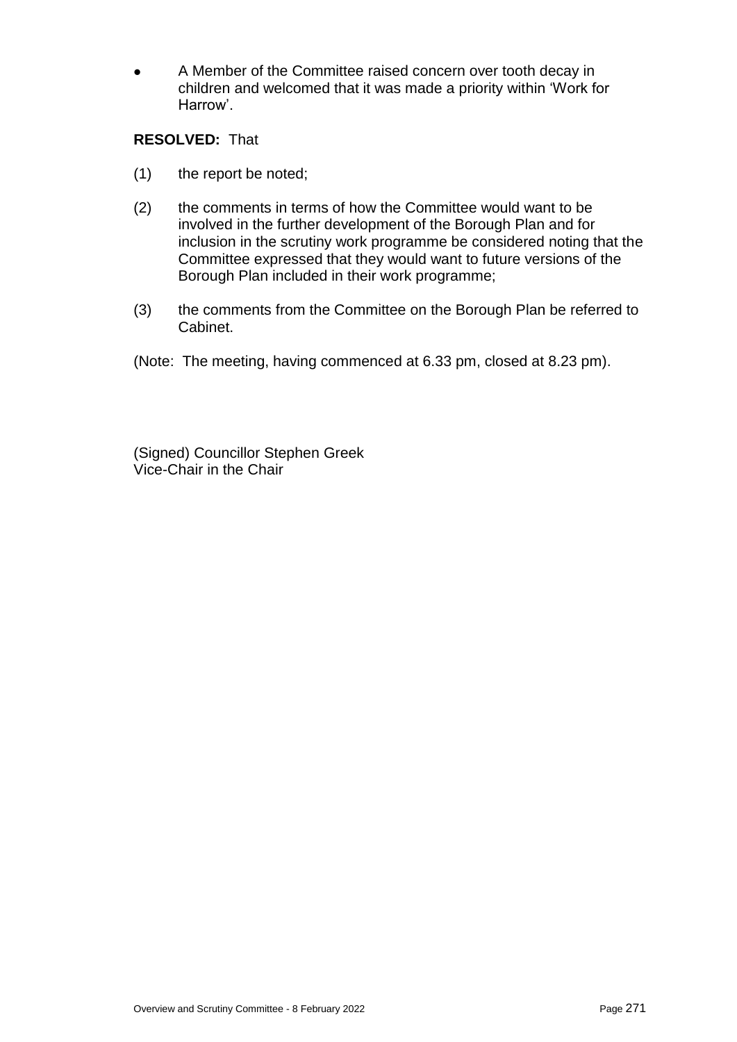- A Member of the Committee raised concern over tooth decay in children and welcomed that it was made a priority within 'Work for Harrow'.

**RESOLVED:** That

(1) the report be noted;

(2) the comments in terms of how the Committee would want to be involved in the further development of the Borough Plan and for inclusion in the scrutiny work programme be considered noting that the Committee expressed that they would want to future versions of the Borough Plan included in their work programme;

(3) the comments from the Committee on the Borough Plan be referred to Cabinet.

(Note: The meeting, having commenced at 6.33 pm, closed at 8.23 pm).

(Signed) Councillor Stephen Greek
Vice-Chair in the Chair